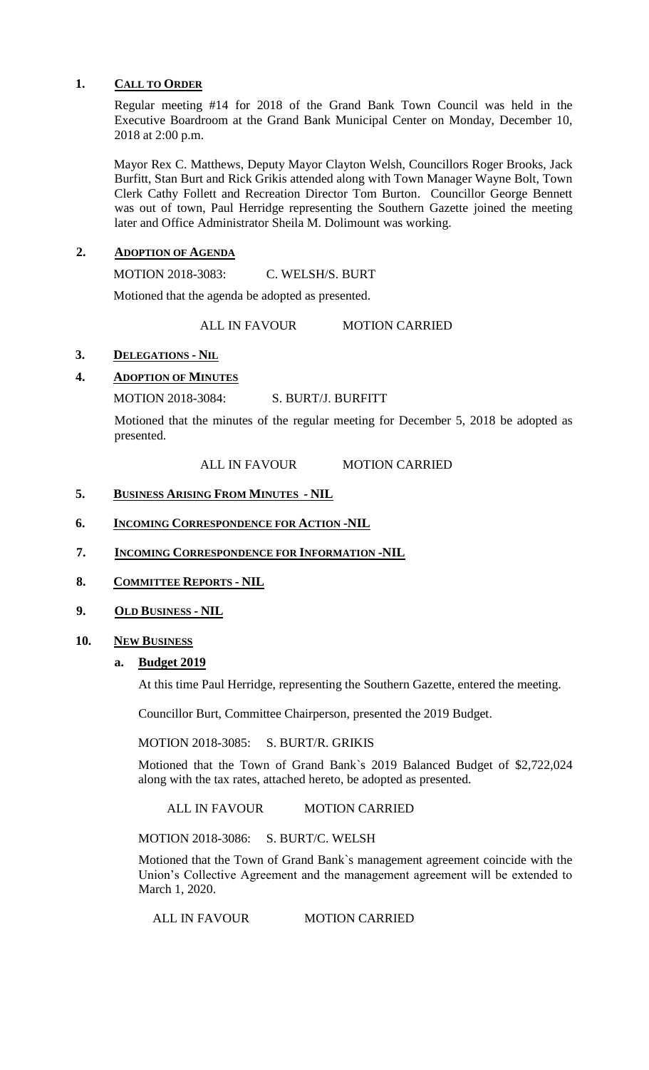## 1. CALL TO ORDER

Regular meeting #14 for 2018 of the Grand Bank Town Council was held in the Executive Boardroom at the Grand Bank Municipal Center on Monday, December 10, 2018 at 2:00 p.m.

Mayor Rex C. Matthews, Deputy Mayor Clayton Welsh, Councillors Roger Brooks, Jack Burfitt, Stan Burt and Rick Grikis attended along with Town Manager Wayne Bolt, Town Clerk Cathy Follett and Recreation Director Tom Burton. Councillor George Bennett was out of town, Paul Herridge representing the Southern Gazette joined the meeting later and Office Administrator Sheila M. Dolimount was working.

## 2. ADOPTION OF AGENDA

MOTION 2018-3083: C. WELSH/S. BURT

Motioned that the agenda be adopted as presented.

ALL IN FAVOUR MOTION CARRIED

## 3. DELEGATIONS - NIL

## 4. ADOPTION OF MINUTES

MOTION 2018-3084: S. BURT/J. BURFITT

Motioned that the minutes of the regular meeting for December 5, 2018 be adopted as presented.

ALL IN FAVOUR MOTION CARRIED

## 5. BUSINESS ARISING FROM MINUTES - NIL

## 6. INCOMING CORRESPONDENCE FOR ACTION -NIL

## 7. INCOMING CORRESPONDENCE FOR INFORMATION -NIL

## 8. COMMITTEE REPORTS - NIL

## 9. OLD BUSINESS - NIL

## 10. NEW BUSINESS

### a. Budget 2019

At this time Paul Herridge, representing the Southern Gazette, entered the meeting.

Councillor Burt, Committee Chairperson, presented the 2019 Budget.

MOTION 2018-3085: S. BURT/R. GRIKIS

Motioned that the Town of Grand Bank`s 2019 Balanced Budget of $2,722,024 along with the tax rates, attached hereto, be adopted as presented.

ALL IN FAVOUR MOTION CARRIED

MOTION 2018-3086: S. BURT/C. WELSH

Motioned that the Town of Grand Bank`s management agreement coincide with the Union's Collective Agreement and the management agreement will be extended to March 1, 2020.

ALL IN FAVOUR MOTION CARRIED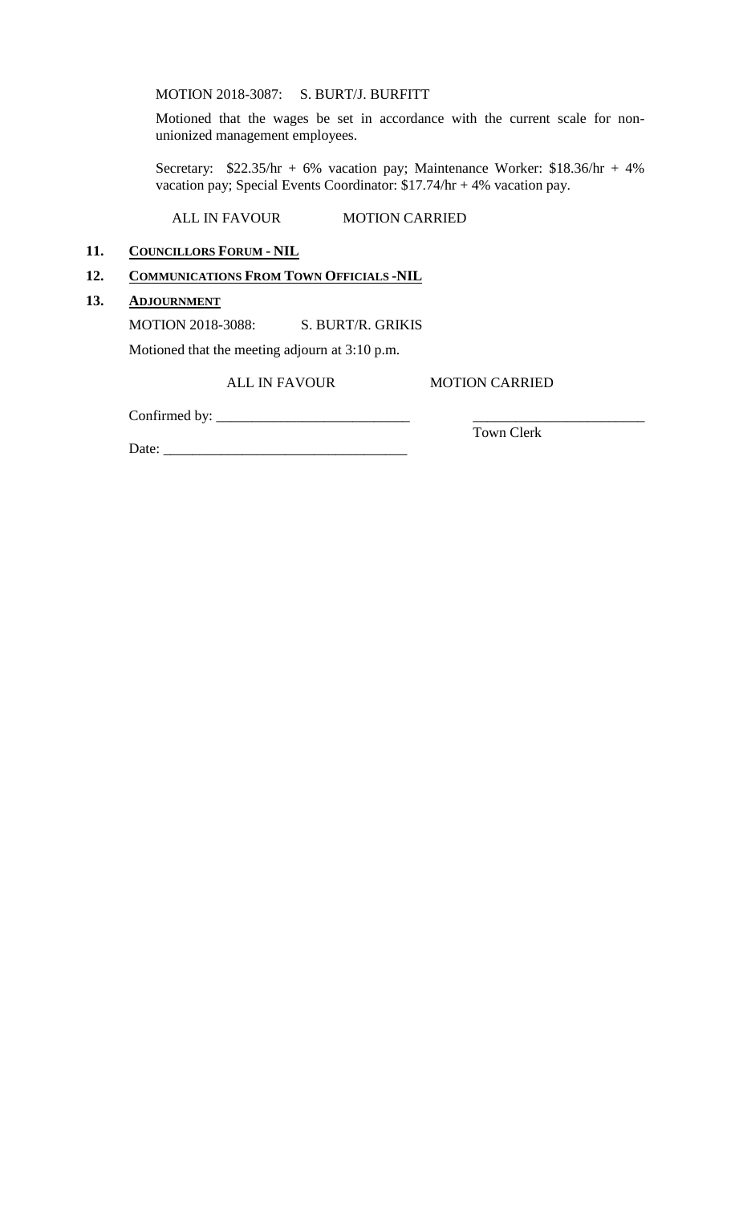MOTION 2018-3087: S. BURT/J. BURFITT

Motioned that the wages be set in accordance with the current scale for non-unionized management employees.

Secretary: $22.35/hr + 6% vacation pay; Maintenance Worker: $18.36/hr + 4% vacation pay; Special Events Coordinator: $17.74/hr + 4% vacation pay.

ALL IN FAVOUR MOTION CARRIED

## 11. COUNCILLORS FORUM - NIL

## 12. COMMUNICATIONS FROM TOWN OFFICIALS -NIL

## 13. ADJOURNMENT

MOTION 2018-3088: S. BURT/R. GRIKIS

Motioned that the meeting adjourn at 3:10 p.m.

ALL IN FAVOUR MOTION CARRIED

Confirmed by: ___________________________ ________________________

Town Clerk

Date: _________________________________